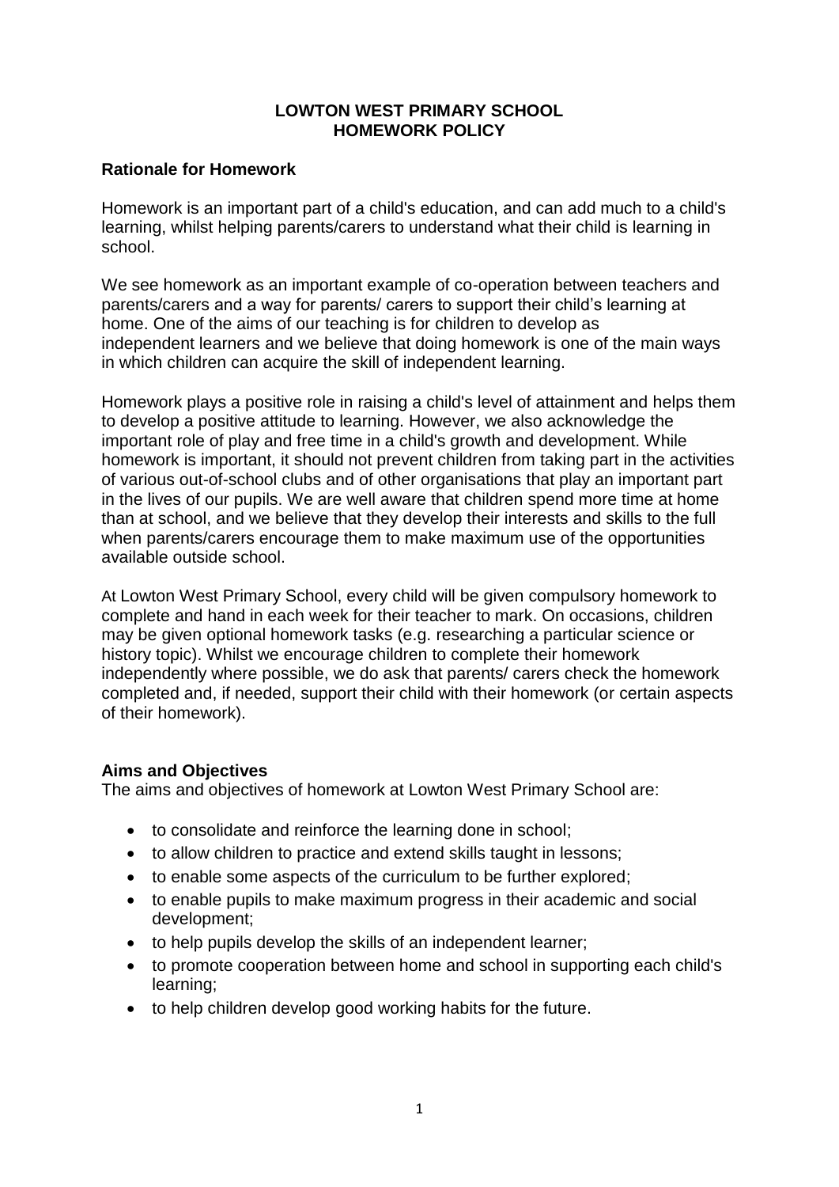# LOWTON WEST PRIMARY SCHOOL
# HOMEWORK POLICY

## Rationale for Homework

Homework is an important part of a child's education, and can add much to a child's learning, whilst helping parents/carers to understand what their child is learning in school.

We see homework as an important example of co-operation between teachers and parents/carers and a way for parents/ carers to support their child's learning at home. One of the aims of our teaching is for children to develop as independent learners and we believe that doing homework is one of the main ways in which children can acquire the skill of independent learning.

Homework plays a positive role in raising a child's level of attainment and helps them to develop a positive attitude to learning. However, we also acknowledge the important role of play and free time in a child's growth and development. While homework is important, it should not prevent children from taking part in the activities of various out-of-school clubs and of other organisations that play an important part in the lives of our pupils. We are well aware that children spend more time at home than at school, and we believe that they develop their interests and skills to the full when parents/carers encourage them to make maximum use of the opportunities available outside school.

At Lowton West Primary School, every child will be given compulsory homework to complete and hand in each week for their teacher to mark. On occasions, children may be given optional homework tasks (e.g. researching a particular science or history topic). Whilst we encourage children to complete their homework independently where possible, we do ask that parents/ carers check the homework completed and, if needed, support their child with their homework (or certain aspects of their homework).

## Aims and Objectives

The aims and objectives of homework at Lowton West Primary School are:

- to consolidate and reinforce the learning done in school;
- to allow children to practice and extend skills taught in lessons;
- to enable some aspects of the curriculum to be further explored;
- to enable pupils to make maximum progress in their academic and social development;
- to help pupils develop the skills of an independent learner;
- to promote cooperation between home and school in supporting each child's learning;
- to help children develop good working habits for the future.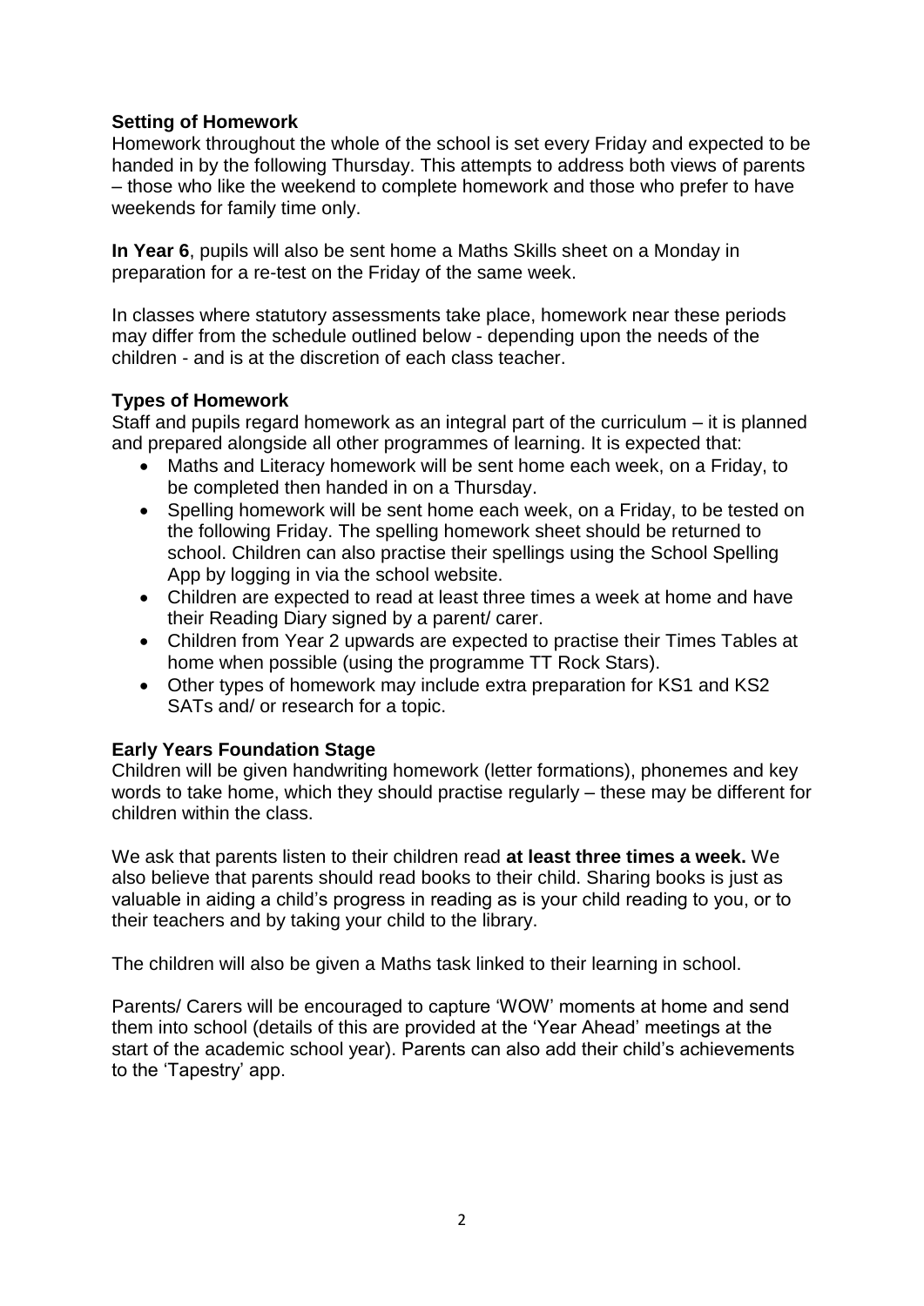## Setting of Homework

Homework throughout the whole of the school is set every Friday and expected to be handed in by the following Thursday. This attempts to address both views of parents – those who like the weekend to complete homework and those who prefer to have weekends for family time only.

**In Year 6**, pupils will also be sent home a Maths Skills sheet on a Monday in preparation for a re-test on the Friday of the same week.

In classes where statutory assessments take place, homework near these periods may differ from the schedule outlined below - depending upon the needs of the children - and is at the discretion of each class teacher.

## Types of Homework

Staff and pupils regard homework as an integral part of the curriculum – it is planned and prepared alongside all other programmes of learning. It is expected that:

- Maths and Literacy homework will be sent home each week, on a Friday, to be completed then handed in on a Thursday.
- Spelling homework will be sent home each week, on a Friday, to be tested on the following Friday. The spelling homework sheet should be returned to school. Children can also practise their spellings using the School Spelling App by logging in via the school website.
- Children are expected to read at least three times a week at home and have their Reading Diary signed by a parent/ carer.
- Children from Year 2 upwards are expected to practise their Times Tables at home when possible (using the programme TT Rock Stars).
- Other types of homework may include extra preparation for KS1 and KS2 SATs and/ or research for a topic.

## Early Years Foundation Stage

Children will be given handwriting homework (letter formations), phonemes and key words to take home, which they should practise regularly – these may be different for children within the class.

We ask that parents listen to their children read **at least three times a week.** We also believe that parents should read books to their child. Sharing books is just as valuable in aiding a child's progress in reading as is your child reading to you, or to their teachers and by taking your child to the library.

The children will also be given a Maths task linked to their learning in school.

Parents/ Carers will be encouraged to capture 'WOW' moments at home and send them into school (details of this are provided at the 'Year Ahead' meetings at the start of the academic school year). Parents can also add their child's achievements to the 'Tapestry' app.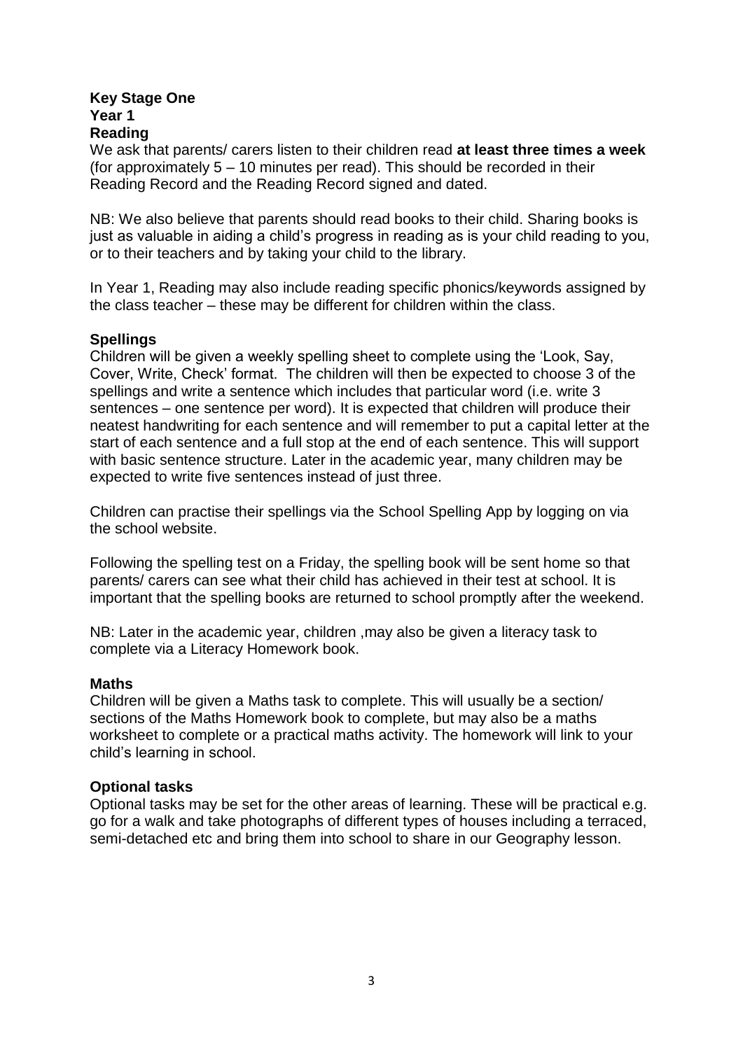# Key Stage One

## Year 1

### Reading

We ask that parents/ carers listen to their children read **at least three times a week** (for approximately 5 – 10 minutes per read). This should be recorded in their Reading Record and the Reading Record signed and dated.

NB: We also believe that parents should read books to their child. Sharing books is just as valuable in aiding a child's progress in reading as is your child reading to you, or to their teachers and by taking your child to the library.

In Year 1, Reading may also include reading specific phonics/keywords assigned by the class teacher – these may be different for children within the class.

### Spellings

Children will be given a weekly spelling sheet to complete using the 'Look, Say, Cover, Write, Check' format. The children will then be expected to choose 3 of the spellings and write a sentence which includes that particular word (i.e. write 3 sentences – one sentence per word). It is expected that children will produce their neatest handwriting for each sentence and will remember to put a capital letter at the start of each sentence and a full stop at the end of each sentence. This will support with basic sentence structure. Later in the academic year, many children may be expected to write five sentences instead of just three.

Children can practise their spellings via the School Spelling App by logging on via the school website.

Following the spelling test on a Friday, the spelling book will be sent home so that parents/ carers can see what their child has achieved in their test at school. It is important that the spelling books are returned to school promptly after the weekend.

NB: Later in the academic year, children ,may also be given a literacy task to complete via a Literacy Homework book.

### Maths

Children will be given a Maths task to complete. This will usually be a section/ sections of the Maths Homework book to complete, but may also be a maths worksheet to complete or a practical maths activity. The homework will link to your child's learning in school.

### Optional tasks

Optional tasks may be set for the other areas of learning. These will be practical e.g. go for a walk and take photographs of different types of houses including a terraced, semi-detached etc and bring them into school to share in our Geography lesson.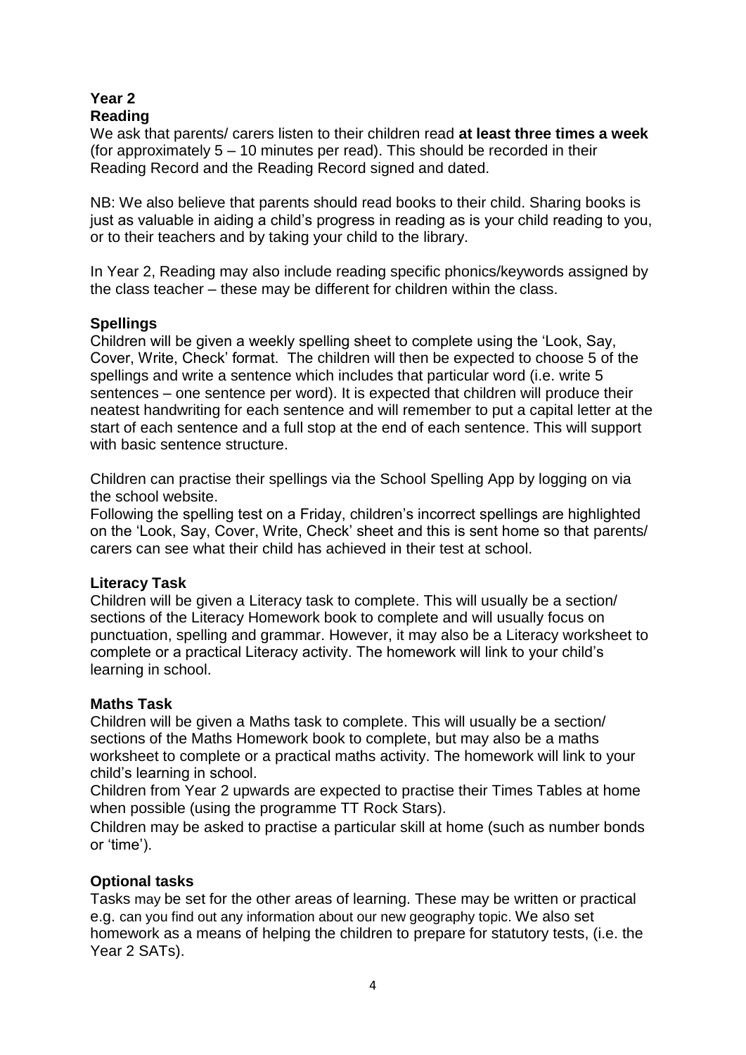# Year 2

## Reading

We ask that parents/ carers listen to their children read **at least three times a week** (for approximately 5 – 10 minutes per read). This should be recorded in their Reading Record and the Reading Record signed and dated.

NB: We also believe that parents should read books to their child. Sharing books is just as valuable in aiding a child's progress in reading as is your child reading to you, or to their teachers and by taking your child to the library.

In Year 2, Reading may also include reading specific phonics/keywords assigned by the class teacher – these may be different for children within the class.

## Spellings

Children will be given a weekly spelling sheet to complete using the 'Look, Say, Cover, Write, Check' format. The children will then be expected to choose 5 of the spellings and write a sentence which includes that particular word (i.e. write 5 sentences – one sentence per word). It is expected that children will produce their neatest handwriting for each sentence and will remember to put a capital letter at the start of each sentence and a full stop at the end of each sentence. This will support with basic sentence structure.

Children can practise their spellings via the School Spelling App by logging on via the school website.

Following the spelling test on a Friday, children's incorrect spellings are highlighted on the 'Look, Say, Cover, Write, Check' sheet and this is sent home so that parents/ carers can see what their child has achieved in their test at school.

## Literacy Task

Children will be given a Literacy task to complete. This will usually be a section/ sections of the Literacy Homework book to complete and will usually focus on punctuation, spelling and grammar. However, it may also be a Literacy worksheet to complete or a practical Literacy activity. The homework will link to your child's learning in school.

## Maths Task

Children will be given a Maths task to complete. This will usually be a section/ sections of the Maths Homework book to complete, but may also be a maths worksheet to complete or a practical maths activity. The homework will link to your child's learning in school.

Children from Year 2 upwards are expected to practise their Times Tables at home when possible (using the programme TT Rock Stars).

Children may be asked to practise a particular skill at home (such as number bonds or 'time').

## Optional tasks

Tasks may be set for the other areas of learning. These may be written or practical e.g. can you find out any information about our new geography topic. We also set homework as a means of helping the children to prepare for statutory tests, (i.e. the Year 2 SATs).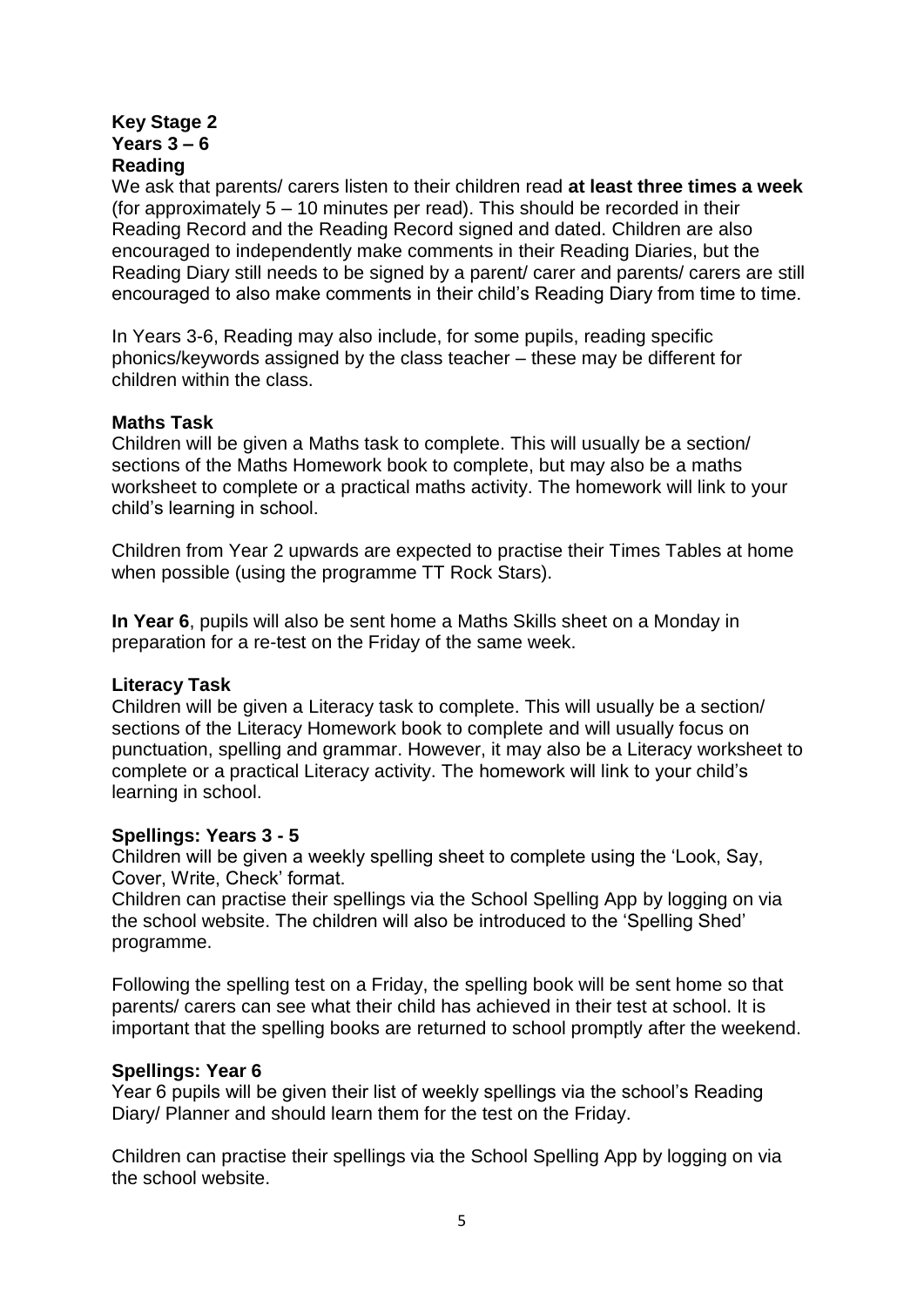## Key Stage 2
## Years 3 – 6
### Reading

We ask that parents/ carers listen to their children read **at least three times a week** (for approximately 5 – 10 minutes per read). This should be recorded in their Reading Record and the Reading Record signed and dated. Children are also encouraged to independently make comments in their Reading Diaries, but the Reading Diary still needs to be signed by a parent/ carer and parents/ carers are still encouraged to also make comments in their child's Reading Diary from time to time.

In Years 3-6, Reading may also include, for some pupils, reading specific phonics/keywords assigned by the class teacher – these may be different for children within the class.

### Maths Task

Children will be given a Maths task to complete. This will usually be a section/ sections of the Maths Homework book to complete, but may also be a maths worksheet to complete or a practical maths activity. The homework will link to your child's learning in school.

Children from Year 2 upwards are expected to practise their Times Tables at home when possible (using the programme TT Rock Stars).

**In Year 6**, pupils will also be sent home a Maths Skills sheet on a Monday in preparation for a re-test on the Friday of the same week.

### Literacy Task

Children will be given a Literacy task to complete. This will usually be a section/ sections of the Literacy Homework book to complete and will usually focus on punctuation, spelling and grammar. However, it may also be a Literacy worksheet to complete or a practical Literacy activity. The homework will link to your child's learning in school.

### Spellings: Years 3 - 5

Children will be given a weekly spelling sheet to complete using the 'Look, Say, Cover, Write, Check' format.
Children can practise their spellings via the School Spelling App by logging on via the school website. The children will also be introduced to the 'Spelling Shed' programme.

Following the spelling test on a Friday, the spelling book will be sent home so that parents/ carers can see what their child has achieved in their test at school. It is important that the spelling books are returned to school promptly after the weekend.

### Spellings: Year 6

Year 6 pupils will be given their list of weekly spellings via the school's Reading Diary/ Planner and should learn them for the test on the Friday.

Children can practise their spellings via the School Spelling App by logging on via the school website.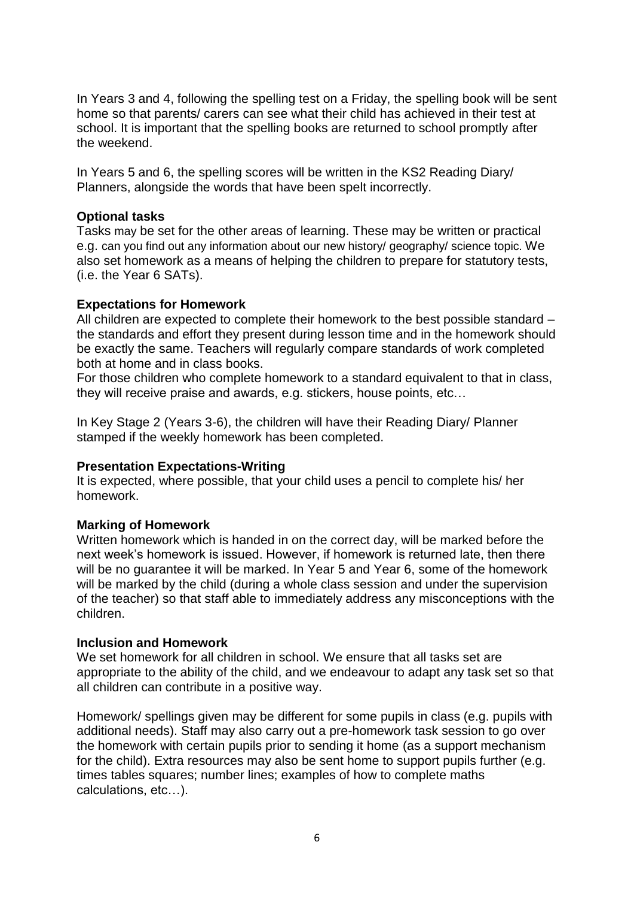In Years 3 and 4, following the spelling test on a Friday, the spelling book will be sent home so that parents/ carers can see what their child has achieved in their test at school. It is important that the spelling books are returned to school promptly after the weekend.

In Years 5 and 6, the spelling scores will be written in the KS2 Reading Diary/ Planners, alongside the words that have been spelt incorrectly.

**Optional tasks**
Tasks may be set for the other areas of learning. These may be written or practical e.g. can you find out any information about our new history/ geography/ science topic. We also set homework as a means of helping the children to prepare for statutory tests, (i.e. the Year 6 SATs).

**Expectations for Homework**
All children are expected to complete their homework to the best possible standard – the standards and effort they present during lesson time and in the homework should be exactly the same. Teachers will regularly compare standards of work completed both at home and in class books.
For those children who complete homework to a standard equivalent to that in class, they will receive praise and awards, e.g. stickers, house points, etc…

In Key Stage 2 (Years 3-6), the children will have their Reading Diary/ Planner stamped if the weekly homework has been completed.

**Presentation Expectations-Writing**
It is expected, where possible, that your child uses a pencil to complete his/ her homework.

**Marking of Homework**
Written homework which is handed in on the correct day, will be marked before the next week's homework is issued. However, if homework is returned late, then there will be no guarantee it will be marked. In Year 5 and Year 6, some of the homework will be marked by the child (during a whole class session and under the supervision of the teacher) so that staff able to immediately address any misconceptions with the children.

**Inclusion and Homework**
We set homework for all children in school. We ensure that all tasks set are appropriate to the ability of the child, and we endeavour to adapt any task set so that all children can contribute in a positive way.

Homework/ spellings given may be different for some pupils in class (e.g. pupils with additional needs). Staff may also carry out a pre-homework task session to go over the homework with certain pupils prior to sending it home (as a support mechanism for the child). Extra resources may also be sent home to support pupils further (e.g. times tables squares; number lines; examples of how to complete maths calculations, etc…).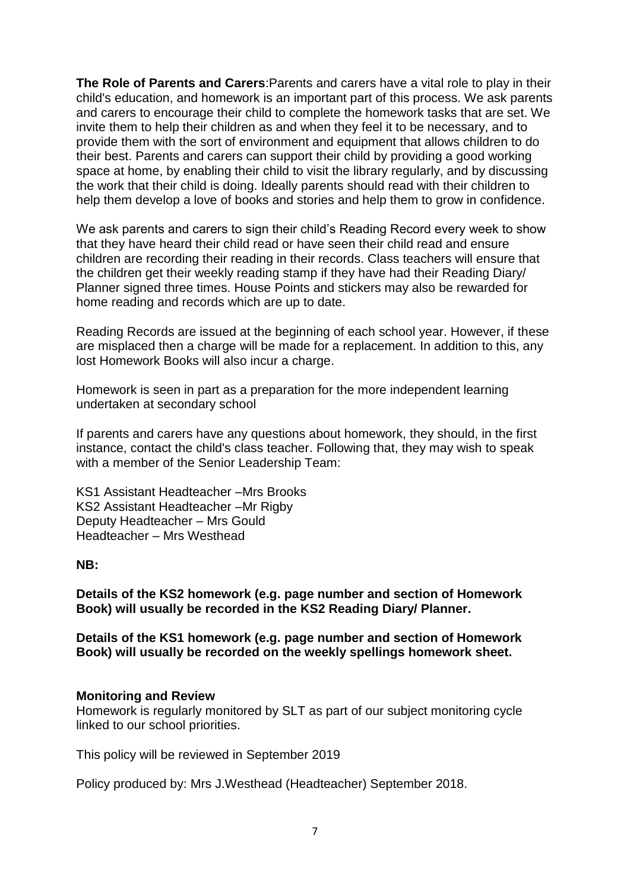**The Role of Parents and Carers**:Parents and carers have a vital role to play in their child's education, and homework is an important part of this process. We ask parents and carers to encourage their child to complete the homework tasks that are set. We invite them to help their children as and when they feel it to be necessary, and to provide them with the sort of environment and equipment that allows children to do their best. Parents and carers can support their child by providing a good working space at home, by enabling their child to visit the library regularly, and by discussing the work that their child is doing. Ideally parents should read with their children to help them develop a love of books and stories and help them to grow in confidence.

We ask parents and carers to sign their child's Reading Record every week to show that they have heard their child read or have seen their child read and ensure children are recording their reading in their records. Class teachers will ensure that the children get their weekly reading stamp if they have had their Reading Diary/ Planner signed three times. House Points and stickers may also be rewarded for home reading and records which are up to date.

Reading Records are issued at the beginning of each school year. However, if these are misplaced then a charge will be made for a replacement. In addition to this, any lost Homework Books will also incur a charge.

Homework is seen in part as a preparation for the more independent learning undertaken at secondary school

If parents and carers have any questions about homework, they should, in the first instance, contact the child's class teacher. Following that, they may wish to speak with a member of the Senior Leadership Team:

KS1 Assistant Headteacher –Mrs Brooks
KS2 Assistant Headteacher –Mr Rigby
Deputy Headteacher – Mrs Gould
Headteacher – Mrs Westhead

**NB:**

**Details of the KS2 homework (e.g. page number and section of Homework Book) will usually be recorded in the KS2 Reading Diary/ Planner.**

**Details of the KS1 homework (e.g. page number and section of Homework Book) will usually be recorded on the weekly spellings homework sheet.**

**Monitoring and Review**

Homework is regularly monitored by SLT as part of our subject monitoring cycle linked to our school priorities.

This policy will be reviewed in September 2019

Policy produced by: Mrs J.Westhead (Headteacher) September 2018.